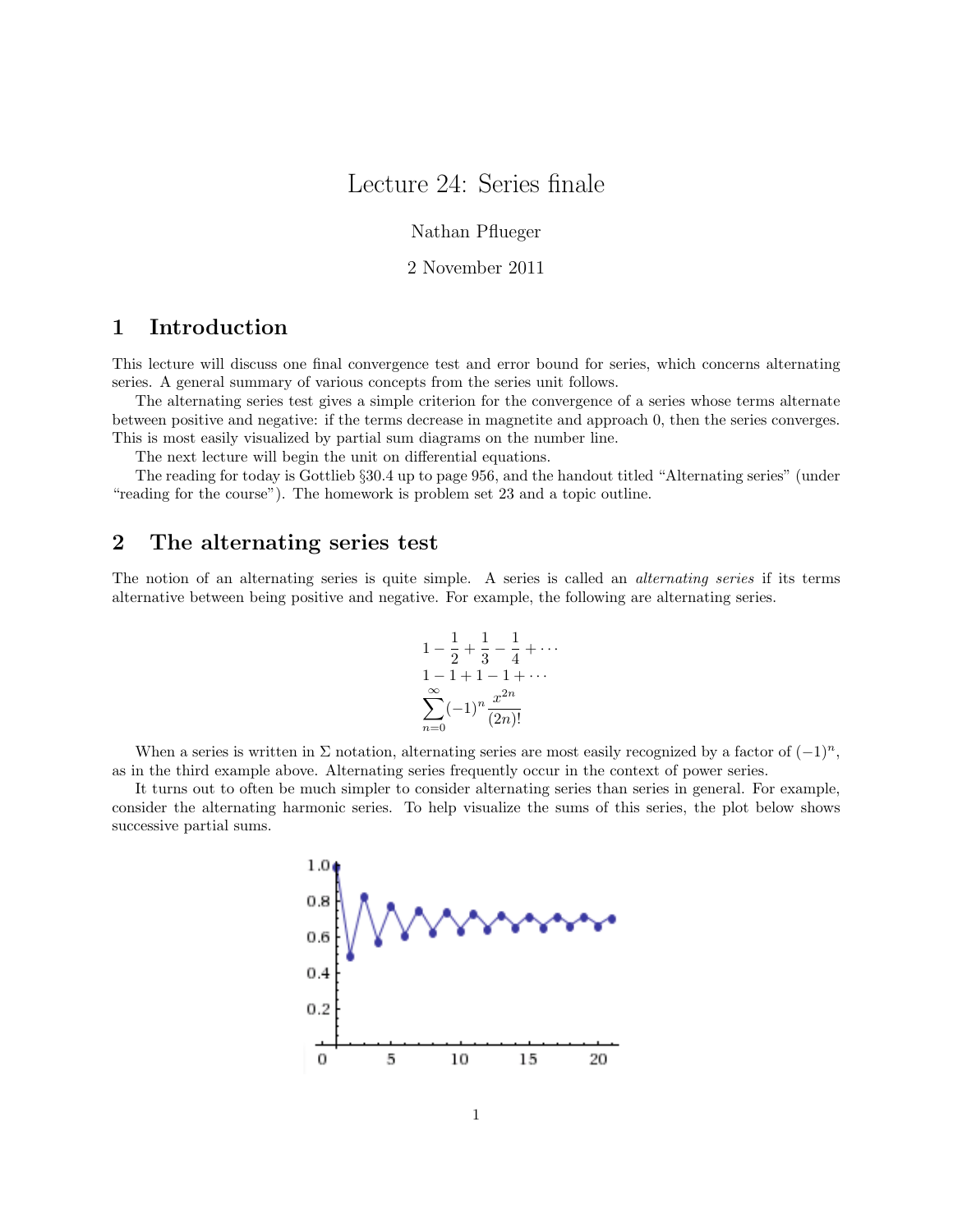# Lecture 24: Series finale

Nathan Pflueger

2 November 2011

## 1 Introduction

This lecture will discuss one final convergence test and error bound for series, which concerns alternating series. A general summary of various concepts from the series unit follows.

The alternating series test gives a simple criterion for the convergence of a series whose terms alternate between positive and negative: if the terms decrease in magnetite and approach 0, then the series converges. This is most easily visualized by partial sum diagrams on the number line.

The next lecture will begin the unit on differential equations.

The reading for today is Gottlieb §30.4 up to page 956, and the handout titled "Alternating series" (under "reading for the course"). The homework is problem set 23 and a topic outline.

## 2 The alternating series test

The notion of an alternating series is quite simple. A series is called an *alternating series* if its terms alternative between being positive and negative. For example, the following are alternating series.

$$1 - \frac{1}{2} + \frac{1}{3} - \frac{1}{4} + \cdots$$
$$1 - 1 + 1 - 1 + \cdots$$
$$\sum_{n=0}^{\infty} (-1)^n \frac{x^{2n}}{(2n)!}$$

When a series is written in $\Sigma$ notation, alternating series are most easily recognized by a factor of $(-1)^n$, as in the third example above. Alternating series frequently occur in the context of power series.

It turns out to often be much simpler to consider alternating series than series in general. For example, consider the alternating harmonic series. To help visualize the sums of this series, the plot below shows successive partial sums.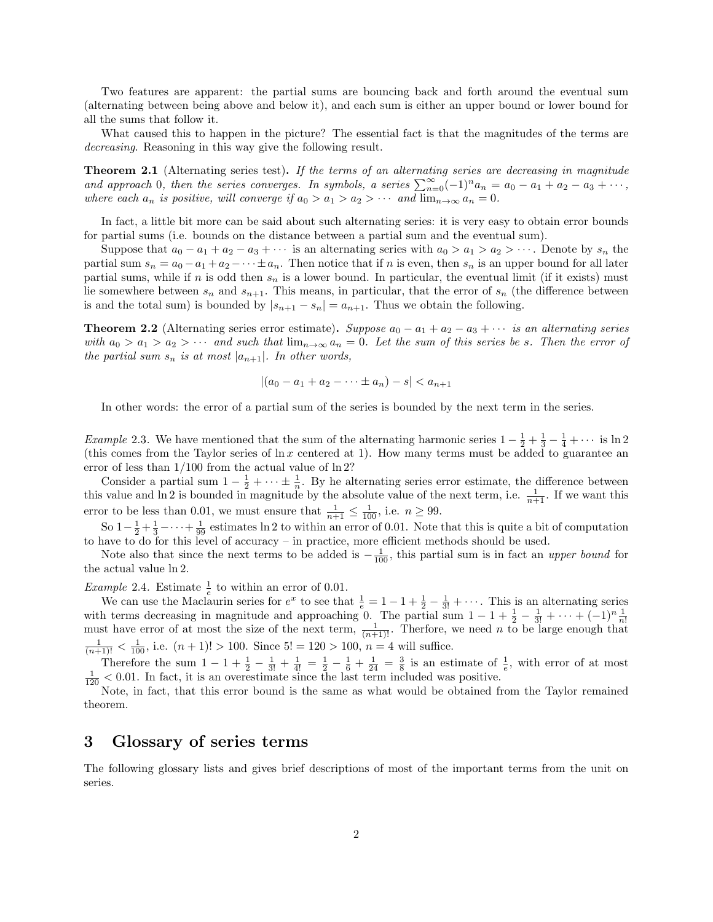Two features are apparent: the partial sums are bouncing back and forth around the eventual sum (alternating between being above and below it), and each sum is either an upper bound or lower bound for all the sums that follow it.

What caused this to happen in the picture? The essential fact is that the magnitudes of the terms are *decreasing*. Reasoning in this way give the following result.

**Theorem 2.1** (Alternating series test)**.** *If the terms of an alternating series are decreasing in magnitude and approach 0, then the series converges. In symbols, a series* $\sum_{n=0}^{\infty}(-1)^n a_n = a_0 - a_1 + a_2 - a_3 + \cdots$*, where each* $a_n$ *is positive, will converge if* $a_0 > a_1 > a_2 > \cdots$ *and* $\lim_{n\to\infty} a_n = 0$*.*

In fact, a little bit more can be said about such alternating series: it is very easy to obtain error bounds for partial sums (i.e. bounds on the distance between a partial sum and the eventual sum).

Suppose that $a_0 - a_1 + a_2 - a_3 + \cdots$ is an alternating series with $a_0 > a_1 > a_2 > \cdots$. Denote by $s_n$ the partial sum $s_n = a_0 - a_1 + a_2 - \cdots \pm a_n$. Then notice that if $n$ is even, then $s_n$ is an upper bound for all later partial sums, while if $n$ is odd then $s_n$ is a lower bound. In particular, the eventual limit (if it exists) must lie somewhere between $s_n$ and $s_{n+1}$. This means, in particular, that the error of $s_n$ (the difference between is and the total sum) is bounded by $|s_{n+1} - s_n| = a_{n+1}$. Thus we obtain the following.

**Theorem 2.2** (Alternating series error estimate)**.** *Suppose* $a_0 - a_1 + a_2 - a_3 + \cdots$ *is an alternating series with* $a_0 > a_1 > a_2 > \cdots$ *and such that* $\lim_{n\to\infty} a_n = 0$*. Let the sum of this series be* $s$*. Then the error of the partial sum* $s_n$ *is at most* $|a_{n+1}|$*. In other words,*

$$|(a_0 - a_1 + a_2 - \cdots \pm a_n) - s| < a_{n+1}$$

In other words: the error of a partial sum of the series is bounded by the next term in the series.

*Example* 2.3. We have mentioned that the sum of the alternating harmonic series $1 - \frac{1}{2} + \frac{1}{3} - \frac{1}{4} + \cdots$ is $\ln 2$ (this comes from the Taylor series of $\ln x$ centered at 1). How many terms must be added to guarantee an error of less than $1/100$ from the actual value of $\ln 2$?

Consider a partial sum $1 - \frac{1}{2} + \cdots \pm \frac{1}{n}$. By he alternating series error estimate, the difference between this value and $\ln 2$ is bounded in magnitude by the absolute value of the next term, i.e. $\frac{1}{n+1}$. If we want this error to be less than 0.01, we must ensure that $\frac{1}{n+1} \leq \frac{1}{100}$, i.e. $n \geq 99$.

So $1 - \frac{1}{2} + \frac{1}{3} - \cdots + \frac{1}{99}$ estimates $\ln 2$ to within an error of 0.01. Note that this is quite a bit of computation to have to do for this level of accuracy – in practice, more efficient methods should be used.

Note also that since the next terms to be added is $-\frac{1}{100}$, this partial sum is in fact an *upper bound* for the actual value $\ln 2$.

*Example* 2.4. Estimate $\frac{1}{e}$ to within an error of 0.01.

We can use the Maclaurin series for $e^x$ to see that $\frac{1}{e} = 1 - 1 + \frac{1}{2} - \frac{1}{3!} + \cdots$. This is an alternating series with terms decreasing in magnitude and approaching 0. The partial sum $1 - 1 + \frac{1}{2} - \frac{1}{3!} + \cdots + (-1)^n \frac{1}{n!}$ must have error of at most the size of the next term, $\frac{1}{(n+1)!}$. Therfore, we need $n$ to be large enough that $\frac{1}{(n+1)!} < \frac{1}{100}$, i.e. $(n+1)! > 100$. Since $5! = 120 > 100$, $n = 4$ will suffice.

Therefore the sum $1 - 1 + \frac{1}{2} - \frac{1}{3!} + \frac{1}{4!} = \frac{1}{2} - \frac{1}{6} + \frac{1}{24} = \frac{3}{8}$ is an estimate of $\frac{1}{e}$, with error of at most $\frac{1}{120} < 0.01$. In fact, it is an overestimate since the last term included was positive.

Note, in fact, that this error bound is the same as what would be obtained from the Taylor remained theorem.

# 3 Glossary of series terms

The following glossary lists and gives brief descriptions of most of the important terms from the unit on series.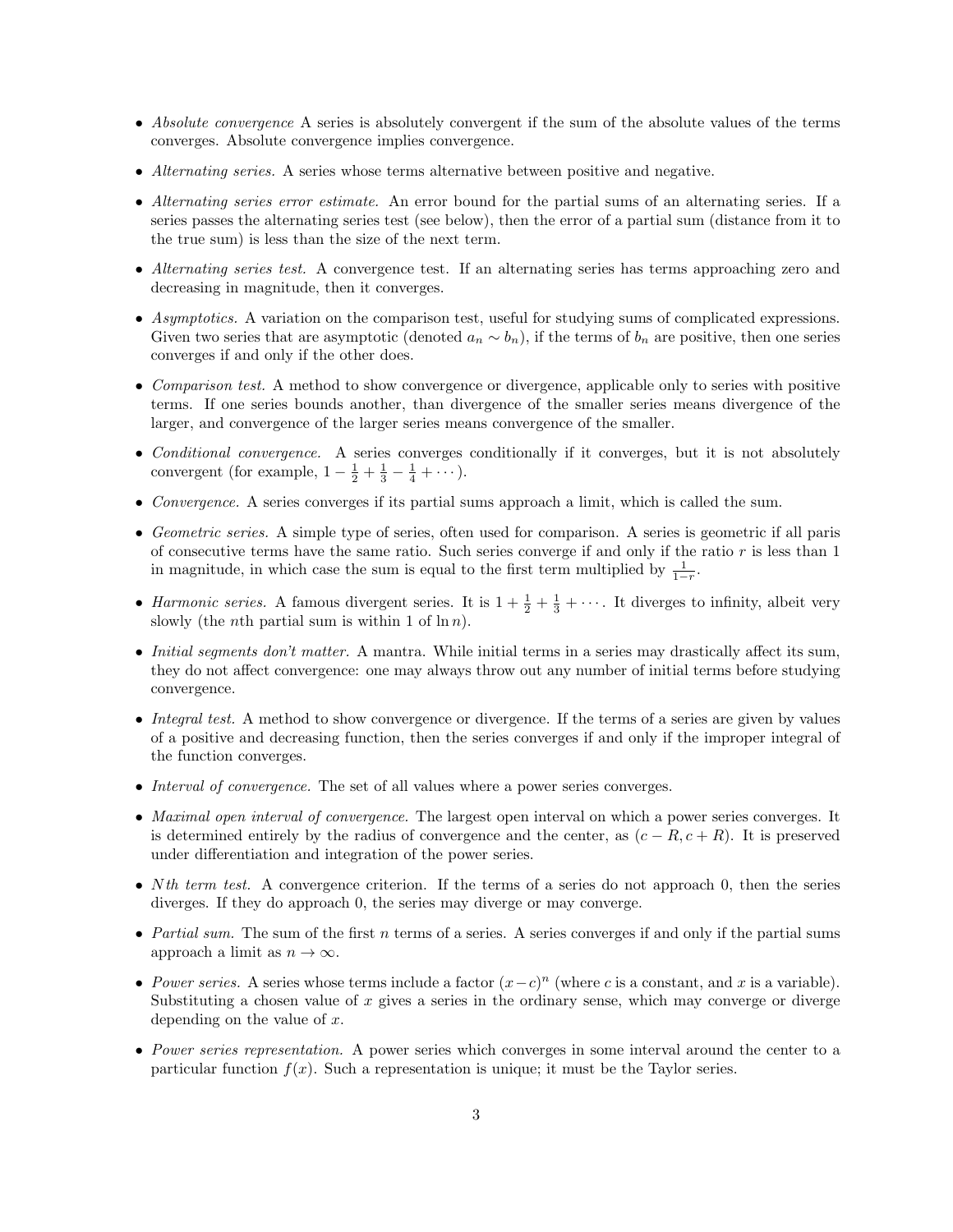- *Absolute convergence* A series is absolutely convergent if the sum of the absolute values of the terms converges. Absolute convergence implies convergence.
- *Alternating series.* A series whose terms alternative between positive and negative.
- *Alternating series error estimate.* An error bound for the partial sums of an alternating series. If a series passes the alternating series test (see below), then the error of a partial sum (distance from it to the true sum) is less than the size of the next term.
- *Alternating series test.* A convergence test. If an alternating series has terms approaching zero and decreasing in magnitude, then it converges.
- *Asymptotics.* A variation on the comparison test, useful for studying sums of complicated expressions. Given two series that are asymptotic (denoted $a_n \sim b_n$), if the terms of $b_n$ are positive, then one series converges if and only if the other does.
- *Comparison test.* A method to show convergence or divergence, applicable only to series with positive terms. If one series bounds another, than divergence of the smaller series means divergence of the larger, and convergence of the larger series means convergence of the smaller.
- *Conditional convergence.* A series converges conditionally if it converges, but it is not absolutely convergent (for example, $1 - \frac{1}{2} + \frac{1}{3} - \frac{1}{4} + \cdots$).
- *Convergence.* A series converges if its partial sums approach a limit, which is called the sum.
- *Geometric series.* A simple type of series, often used for comparison. A series is geometric if all paris of consecutive terms have the same ratio. Such series converge if and only if the ratio $r$ is less than 1 in magnitude, in which case the sum is equal to the first term multiplied by $\frac{1}{1-r}$.
- *Harmonic series.* A famous divergent series. It is $1 + \frac{1}{2} + \frac{1}{3} + \cdots$. It diverges to infinity, albeit very slowly (the $n$th partial sum is within 1 of $\ln n$).
- *Initial segments don't matter.* A mantra. While initial terms in a series may drastically affect its sum, they do not affect convergence: one may always throw out any number of initial terms before studying convergence.
- *Integral test.* A method to show convergence or divergence. If the terms of a series are given by values of a positive and decreasing function, then the series converges if and only if the improper integral of the function converges.
- *Interval of convergence.* The set of all values where a power series converges.
- *Maximal open interval of convergence.* The largest open interval on which a power series converges. It is determined entirely by the radius of convergence and the center, as $(c - R, c + R)$. It is preserved under differentiation and integration of the power series.
- *$N$th term test.* A convergence criterion. If the terms of a series do not approach 0, then the series diverges. If they do approach 0, the series may diverge or may converge.
- *Partial sum.* The sum of the first $n$ terms of a series. A series converges if and only if the partial sums approach a limit as $n \to \infty$.
- *Power series.* A series whose terms include a factor $(x-c)^n$ (where $c$ is a constant, and $x$ is a variable). Substituting a chosen value of $x$ gives a series in the ordinary sense, which may converge or diverge depending on the value of $x$.
- *Power series representation.* A power series which converges in some interval around the center to a particular function $f(x)$. Such a representation is unique; it must be the Taylor series.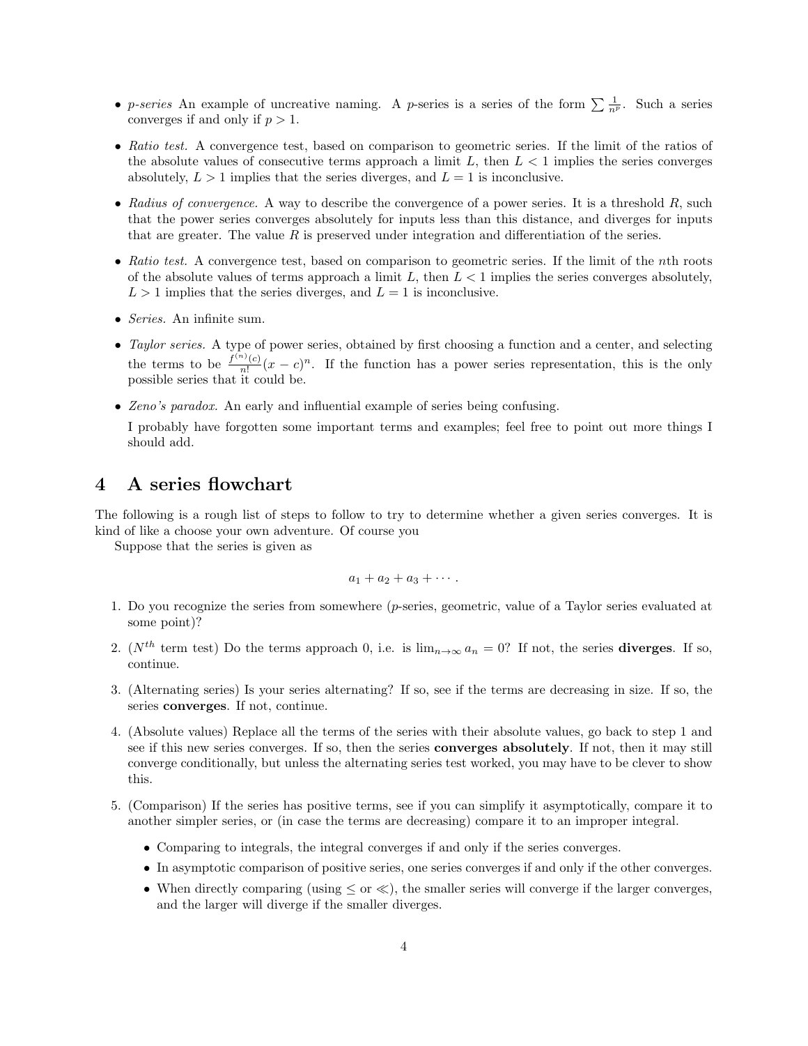- *p-series* An example of uncreative naming. A $p$-series is a series of the form $\sum \frac{1}{n^p}$. Such a series converges if and only if $p > 1$.
- *Ratio test.* A convergence test, based on comparison to geometric series. If the limit of the ratios of the absolute values of consecutive terms approach a limit $L$, then $L < 1$ implies the series converges absolutely, $L > 1$ implies that the series diverges, and $L = 1$ is inconclusive.
- *Radius of convergence.* A way to describe the convergence of a power series. It is a threshold $R$, such that the power series converges absolutely for inputs less than this distance, and diverges for inputs that are greater. The value $R$ is preserved under integration and differentiation of the series.
- *Ratio test.* A convergence test, based on comparison to geometric series. If the limit of the $n$th roots of the absolute values of terms approach a limit $L$, then $L < 1$ implies the series converges absolutely, $L > 1$ implies that the series diverges, and $L = 1$ is inconclusive.
- *Series.* An infinite sum.
- *Taylor series.* A type of power series, obtained by first choosing a function and a center, and selecting the terms to be $\frac{f^{(n)}(c)}{n!}(x-c)^n$. If the function has a power series representation, this is the only possible series that it could be.
- *Zeno's paradox.* An early and influential example of series being confusing.

  I probably have forgotten some important terms and examples; feel free to point out more things I should add.

# 4 A series flowchart

The following is a rough list of steps to follow to try to determine whether a given series converges. It is kind of like a choose your own adventure. Of course you

Suppose that the series is given as

$$a_1 + a_2 + a_3 + \cdots .$$

1. Do you recognize the series from somewhere ($p$-series, geometric, value of a Taylor series evaluated at some point)?
2. ($N^{th}$ term test) Do the terms approach 0, i.e. is $\lim_{n\to\infty} a_n = 0$? If not, the series **diverges**. If so, continue.
3. (Alternating series) Is your series alternating? If so, see if the terms are decreasing in size. If so, the series **converges**. If not, continue.
4. (Absolute values) Replace all the terms of the series with their absolute values, go back to step 1 and see if this new series converges. If so, then the series **converges absolutely**. If not, then it may still converge conditionally, but unless the alternating series test worked, you may have to be clever to show this.
5. (Comparison) If the series has positive terms, see if you can simplify it asymptotically, compare it to another simpler series, or (in case the terms are decreasing) compare it to an improper integral.
   - Comparing to integrals, the integral converges if and only if the series converges.
   - In asymptotic comparison of positive series, one series converges if and only if the other converges.
   - When directly comparing (using $\leq$ or $\ll$), the smaller series will converge if the larger converges, and the larger will diverge if the smaller diverges.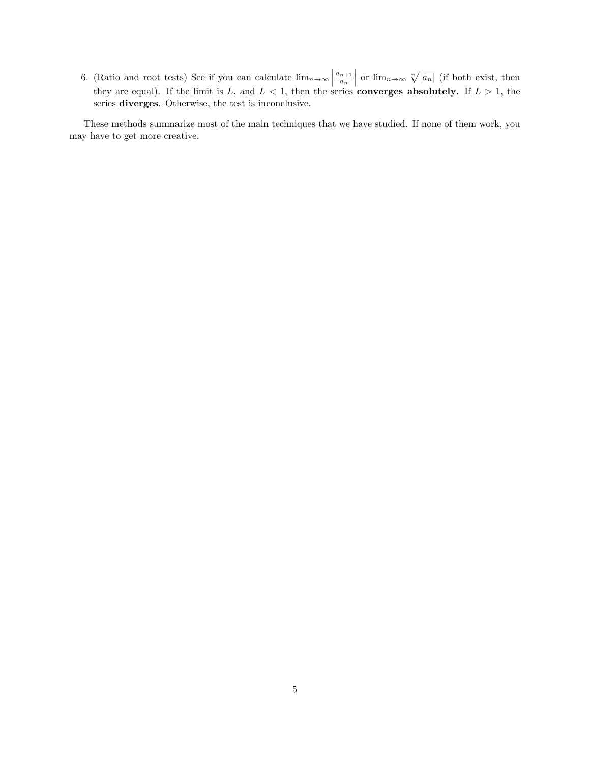6. (Ratio and root tests) See if you can calculate $\lim_{n\to\infty} \left|\frac{a_{n+1}}{a_n}\right|$ or $\lim_{n\to\infty} \sqrt[n]{|a_n|}$ (if both exist, then they are equal). If the limit is $L$, and $L < 1$, then the series **converges absolutely**. If $L > 1$, the series **diverges**. Otherwise, the test is inconclusive.

These methods summarize most of the main techniques that we have studied. If none of them work, you may have to get more creative.